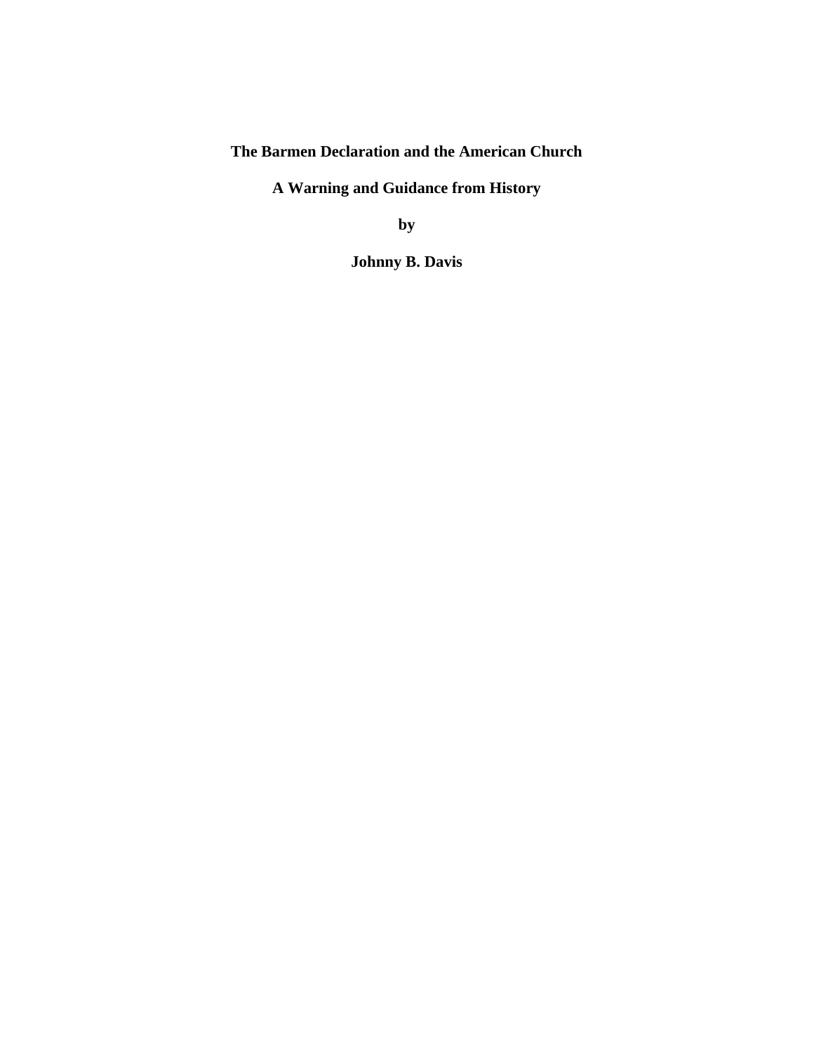# The Barmen Declaration and the American Church

## A Warning and Guidance from History

**by**

**Johnny B. Davis**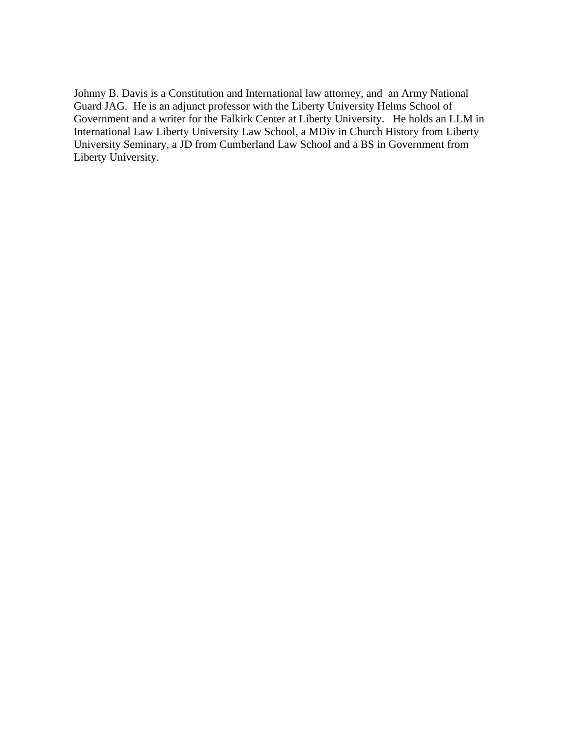Johnny B. Davis is a Constitution and International law attorney, and an Army National Guard JAG. He is an adjunct professor with the Liberty University Helms School of Government and a writer for the Falkirk Center at Liberty University. He holds an LLM in International Law Liberty University Law School, a MDiv in Church History from Liberty University Seminary, a JD from Cumberland Law School and a BS in Government from Liberty University.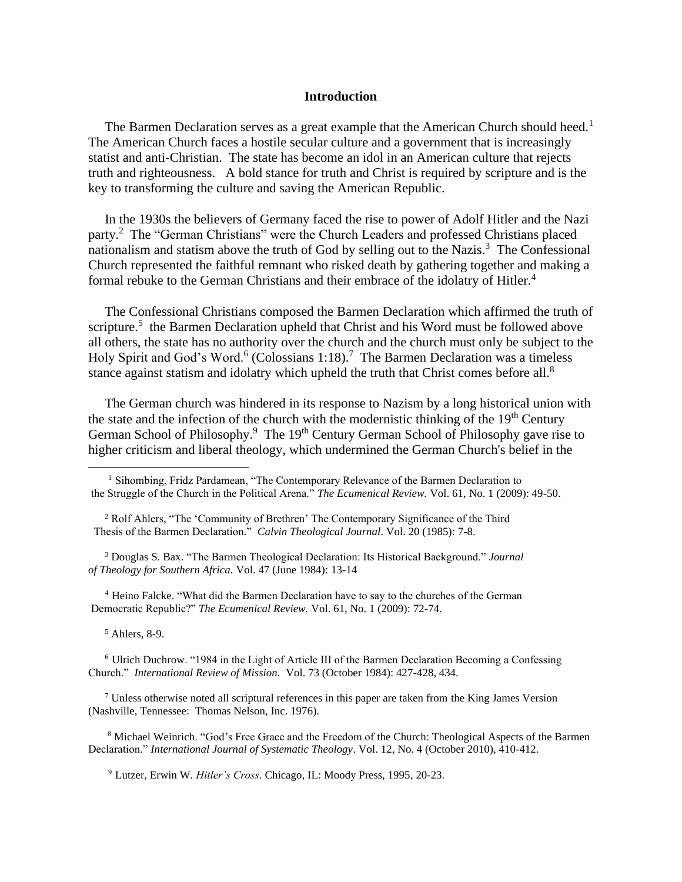## Introduction

The Barmen Declaration serves as a great example that the American Church should heed.[1] The American Church faces a hostile secular culture and a government that is increasingly statist and anti-Christian. The state has become an idol in an American culture that rejects truth and righteousness. A bold stance for truth and Christ is required by scripture and is the key to transforming the culture and saving the American Republic.

In the 1930s the believers of Germany faced the rise to power of Adolf Hitler and the Nazi party.[2] The "German Christians" were the Church Leaders and professed Christians placed nationalism and statism above the truth of God by selling out to the Nazis.[3] The Confessional Church represented the faithful remnant who risked death by gathering together and making a formal rebuke to the German Christians and their embrace of the idolatry of Hitler.[4]

The Confessional Christians composed the Barmen Declaration which affirmed the truth of scripture.[5] the Barmen Declaration upheld that Christ and his Word must be followed above all others, the state has no authority over the church and the church must only be subject to the Holy Spirit and God's Word.[6] (Colossians 1:18).[7] The Barmen Declaration was a timeless stance against statism and idolatry which upheld the truth that Christ comes before all.[8]

The German church was hindered in its response to Nazism by a long historical union with the state and the infection of the church with the modernistic thinking of the 19th Century German School of Philosophy.[9] The 19th Century German School of Philosophy gave rise to higher criticism and liberal theology, which undermined the German Church's belief in the

---

[1] Sihombing, Fridz Pardamean, "The Contemporary Relevance of the Barmen Declaration to the Struggle of the Church in the Political Arena." *The Ecumenical Review.* Vol. 61, No. 1 (2009): 49-50.

[2] Rolf Ahlers, "The 'Community of Brethren' The Contemporary Significance of the Third Thesis of the Barmen Declaration." *Calvin Theological Journal*. Vol. 20 (1985): 7-8.

[3] Douglas S. Bax. "The Barmen Theological Declaration: Its Historical Background." *Journal of Theology for Southern Africa.* Vol. 47 (June 1984): 13-14

[4] Heino Falcke. "What did the Barmen Declaration have to say to the churches of the German Democratic Republic?" *The Ecumenical Review.* Vol. 61, No. 1 (2009): 72-74.

[5] Ahlers, 8-9.

[6] Ulrich Duchrow. "1984 in the Light of Article III of the Barmen Declaration Becoming a Confessing Church." *International Review of Mission.* Vol. 73 (October 1984): 427-428, 434.

[7] Unless otherwise noted all scriptural references in this paper are taken from the King James Version (Nashville, Tennessee: Thomas Nelson, Inc. 1976).

[8] Michael Weinrich. "God's Free Grace and the Freedom of the Church: Theological Aspects of the Barmen Declaration." *International Journal of Systematic Theology*. Vol. 12, No. 4 (October 2010), 410-412.

[9] Lutzer, Erwin W. *Hitler's Cross*. Chicago, IL: Moody Press, 1995, 20-23.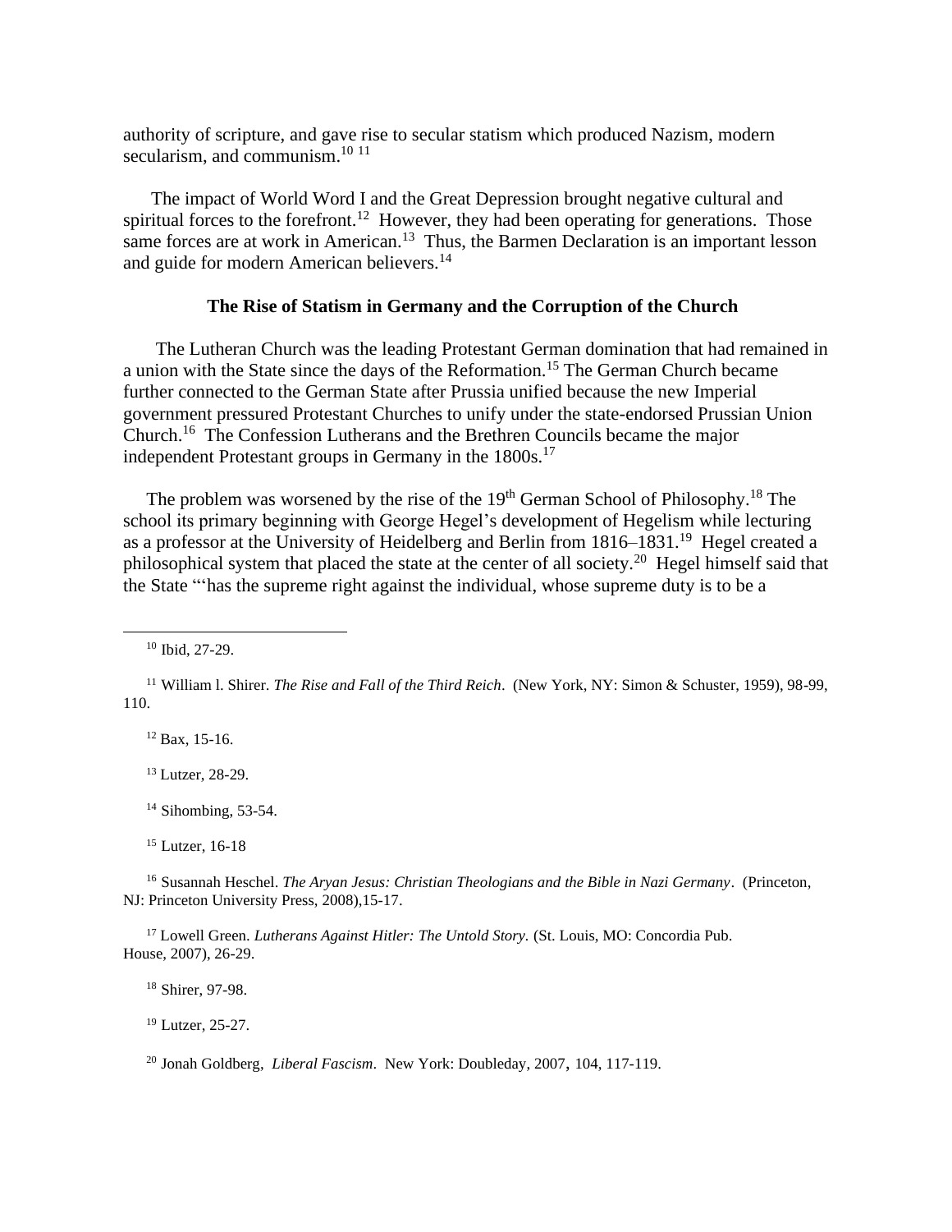authority of scripture, and gave rise to secular statism which produced Nazism, modern secularism, and communism.[10] [11]

The impact of World Word I and the Great Depression brought negative cultural and spiritual forces to the forefront.[12] However, they had been operating for generations. Those same forces are at work in American.[13] Thus, the Barmen Declaration is an important lesson and guide for modern American believers.[14]

## The Rise of Statism in Germany and the Corruption of the Church

The Lutheran Church was the leading Protestant German domination that had remained in a union with the State since the days of the Reformation.[15] The German Church became further connected to the German State after Prussia unified because the new Imperial government pressured Protestant Churches to unify under the state-endorsed Prussian Union Church.[16] The Confession Lutherans and the Brethren Councils became the major independent Protestant groups in Germany in the 1800s.[17]

The problem was worsened by the rise of the 19th German School of Philosophy.[18] The school its primary beginning with George Hegel's development of Hegelism while lecturing as a professor at the University of Heidelberg and Berlin from 1816–1831.[19] Hegel created a philosophical system that placed the state at the center of all society.[20] Hegel himself said that the State "'has the supreme right against the individual, whose supreme duty is to be a

---

[10] Ibid, 27-29.

[11] William l. Shirer. *The Rise and Fall of the Third Reich*. (New York, NY: Simon & Schuster, 1959), 98-99, 110.

[12] Bax, 15-16.

[13] Lutzer, 28-29.

[14] Sihombing, 53-54.

[15] Lutzer, 16-18

[16] Susannah Heschel. *The Aryan Jesus: Christian Theologians and the Bible in Nazi Germany*. (Princeton, NJ: Princeton University Press, 2008),15-17.

[17] Lowell Green. *Lutherans Against Hitler: The Untold Story.* (St. Louis, MO: Concordia Pub. House, 2007), 26-29.

[18] Shirer, 97-98.

[19] Lutzer, 25-27.

[20] Jonah Goldberg, *Liberal Fascism*. New York: Doubleday, 2007, 104, 117-119.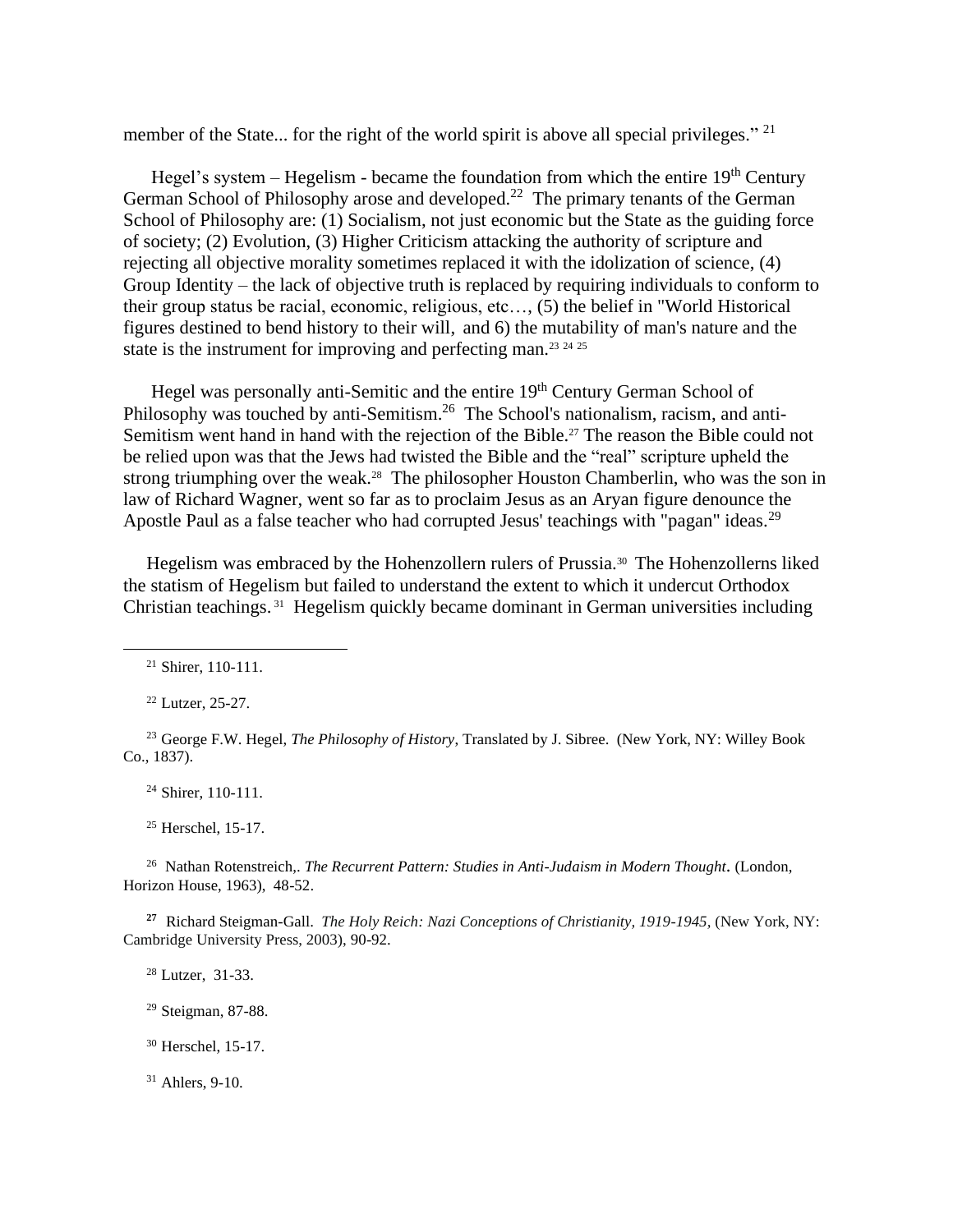member of the State... for the right of the world spirit is above all special privileges." [21]

Hegel's system – Hegelism - became the foundation from which the entire 19th Century German School of Philosophy arose and developed.[22] The primary tenants of the German School of Philosophy are: (1) Socialism, not just economic but the State as the guiding force of society; (2) Evolution, (3) Higher Criticism attacking the authority of scripture and rejecting all objective morality sometimes replaced it with the idolization of science, (4) Group Identity – the lack of objective truth is replaced by requiring individuals to conform to their group status be racial, economic, religious, etc…, (5) the belief in "World Historical figures destined to bend history to their will, and 6) the mutability of man's nature and the state is the instrument for improving and perfecting man.[23] [24] [25]

Hegel was personally anti-Semitic and the entire 19th Century German School of Philosophy was touched by anti-Semitism.[26] The School's nationalism, racism, and anti-Semitism went hand in hand with the rejection of the Bible.[27] The reason the Bible could not be relied upon was that the Jews had twisted the Bible and the "real" scripture upheld the strong triumphing over the weak.[28] The philosopher Houston Chamberlin, who was the son in law of Richard Wagner, went so far as to proclaim Jesus as an Aryan figure denounce the Apostle Paul as a false teacher who had corrupted Jesus' teachings with "pagan" ideas.[29]

Hegelism was embraced by the Hohenzollern rulers of Prussia.[30] The Hohenzollerns liked the statism of Hegelism but failed to understand the extent to which it undercut Orthodox Christian teachings.[31] Hegelism quickly became dominant in German universities including

---

[21] Shirer, 110-111.

[22] Lutzer, 25-27.

[23] George F.W. Hegel, *The Philosophy of History*, Translated by J. Sibree. (New York, NY: Willey Book Co., 1837).

[24] Shirer, 110-111.

[25] Herschel, 15-17.

[26] Nathan Rotenstreich,. *The Recurrent Pattern: Studies in Anti-Judaism in Modern Thought*. (London, Horizon House, 1963), 48-52.

**[27]** Richard Steigman-Gall. *The Holy Reich: Nazi Conceptions of Christianity, 1919-1945*, (New York, NY: Cambridge University Press, 2003), 90-92.

[28] Lutzer, 31-33.

[29] Steigman, 87-88.

[30] Herschel, 15-17.

[31] Ahlers, 9-10.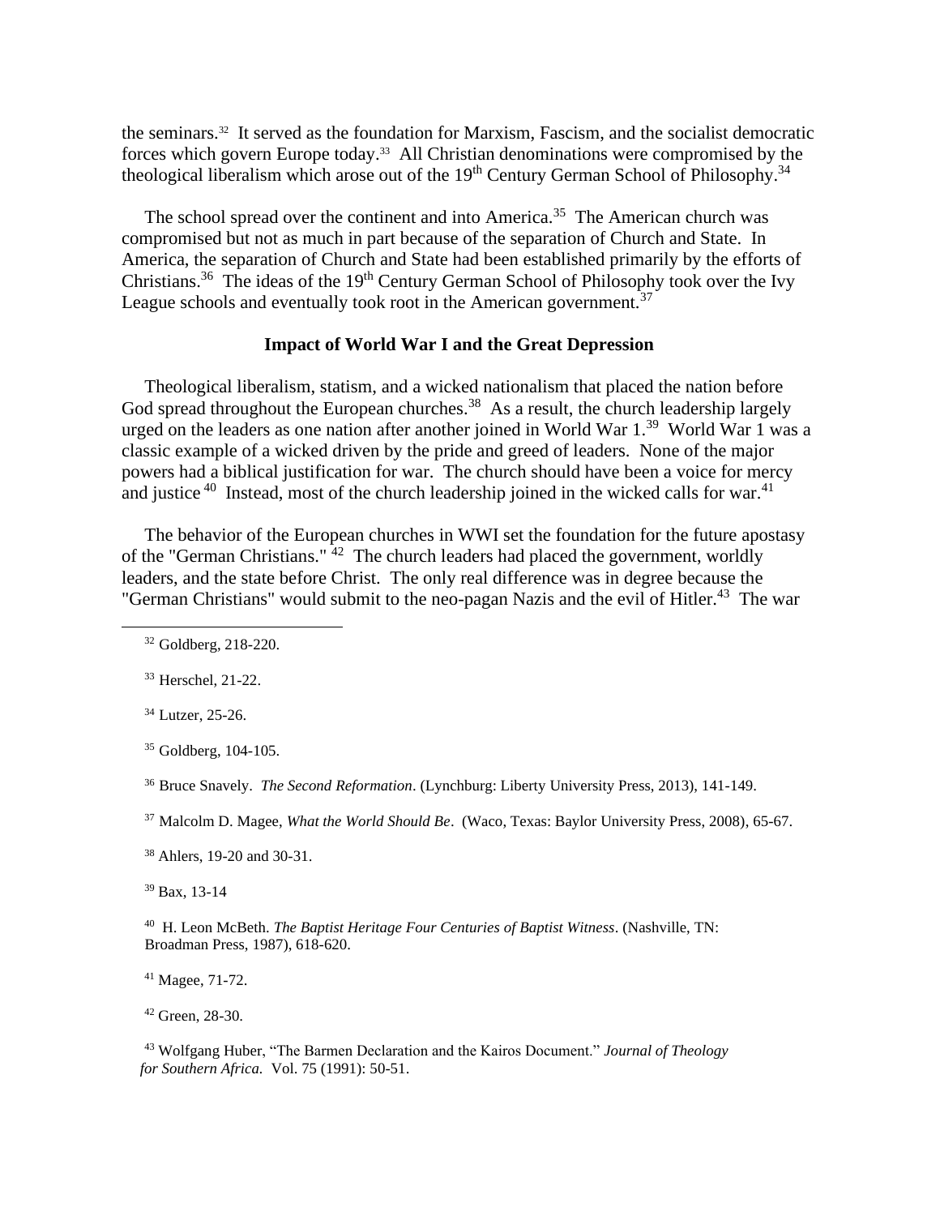the seminars.[32] It served as the foundation for Marxism, Fascism, and the socialist democratic forces which govern Europe today.[33] All Christian denominations were compromised by the theological liberalism which arose out of the 19th Century German School of Philosophy.[34]

The school spread over the continent and into America.[35] The American church was compromised but not as much in part because of the separation of Church and State. In America, the separation of Church and State had been established primarily by the efforts of Christians.[36] The ideas of the 19th Century German School of Philosophy took over the Ivy League schools and eventually took root in the American government.[37]

**Impact of World War I and the Great Depression**

Theological liberalism, statism, and a wicked nationalism that placed the nation before God spread throughout the European churches.[38] As a result, the church leadership largely urged on the leaders as one nation after another joined in World War 1.[39] World War 1 was a classic example of a wicked driven by the pride and greed of leaders. None of the major powers had a biblical justification for war. The church should have been a voice for mercy and justice [40] Instead, most of the church leadership joined in the wicked calls for war.[41]

The behavior of the European churches in WWI set the foundation for the future apostasy of the "German Christians." [42] The church leaders had placed the government, worldly leaders, and the state before Christ. The only real difference was in degree because the "German Christians" would submit to the neo-pagan Nazis and the evil of Hitler.[43] The war

---

[32] Goldberg, 218-220.

[33] Herschel, 21-22.

[34] Lutzer, 25-26.

[35] Goldberg, 104-105.

[36] Bruce Snavely. *The Second Reformation*. (Lynchburg: Liberty University Press, 2013), 141-149.

[37] Malcolm D. Magee, *What the World Should Be*. (Waco, Texas: Baylor University Press, 2008), 65-67.

[38] Ahlers, 19-20 and 30-31.

[39] Bax, 13-14

[40] H. Leon McBeth. *The Baptist Heritage Four Centuries of Baptist Witness*. (Nashville, TN: Broadman Press, 1987), 618-620.

[41] Magee, 71-72.

[42] Green, 28-30.

[43] Wolfgang Huber, "The Barmen Declaration and the Kairos Document." *Journal of Theology for Southern Africa.* Vol. 75 (1991): 50-51.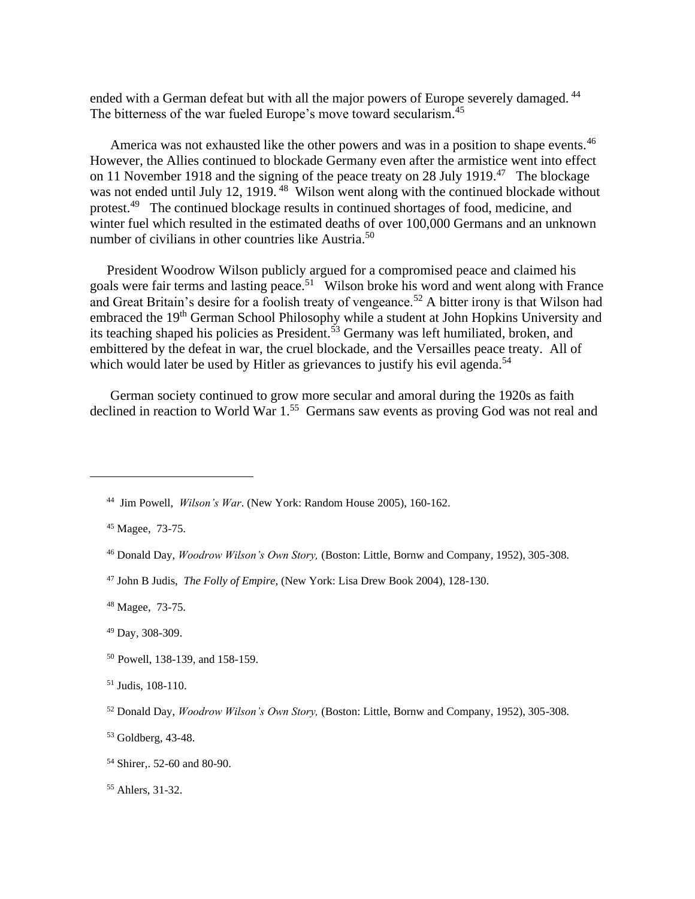ended with a German defeat but with all the major powers of Europe severely damaged. [44] The bitterness of the war fueled Europe's move toward secularism.[45]

America was not exhausted like the other powers and was in a position to shape events.[46] However, the Allies continued to blockade Germany even after the armistice went into effect on 11 November 1918 and the signing of the peace treaty on 28 July 1919.[47] The blockage was not ended until July 12, 1919. [48] Wilson went along with the continued blockade without protest.[49] The continued blockage results in continued shortages of food, medicine, and winter fuel which resulted in the estimated deaths of over 100,000 Germans and an unknown number of civilians in other countries like Austria.[50]

President Woodrow Wilson publicly argued for a compromised peace and claimed his goals were fair terms and lasting peace.[51] Wilson broke his word and went along with France and Great Britain's desire for a foolish treaty of vengeance.[52] A bitter irony is that Wilson had embraced the 19th German School Philosophy while a student at John Hopkins University and its teaching shaped his policies as President.[53] Germany was left humiliated, broken, and embittered by the defeat in war, the cruel blockade, and the Versailles peace treaty. All of which would later be used by Hitler as grievances to justify his evil agenda.[54]

German society continued to grow more secular and amoral during the 1920s as faith declined in reaction to World War 1.[55] Germans saw events as proving God was not real and

---

[44] Jim Powell, *Wilson's War*. (New York: Random House 2005), 160-162.

[45] Magee, 73-75.

[46] Donald Day, *Woodrow Wilson's Own Story,* (Boston: Little, Bornw and Company, 1952), 305-308.

[47] John B Judis, *The Folly of Empire*, (New York: Lisa Drew Book 2004), 128-130.

[48] Magee, 73-75.

[49] Day, 308-309.

[50] Powell, 138-139, and 158-159.

[51] Judis, 108-110.

[52] Donald Day, *Woodrow Wilson's Own Story,* (Boston: Little, Bornw and Company, 1952), 305-308.

[53] Goldberg, 43-48.

[54] Shirer,. 52-60 and 80-90.

[55] Ahlers, 31-32.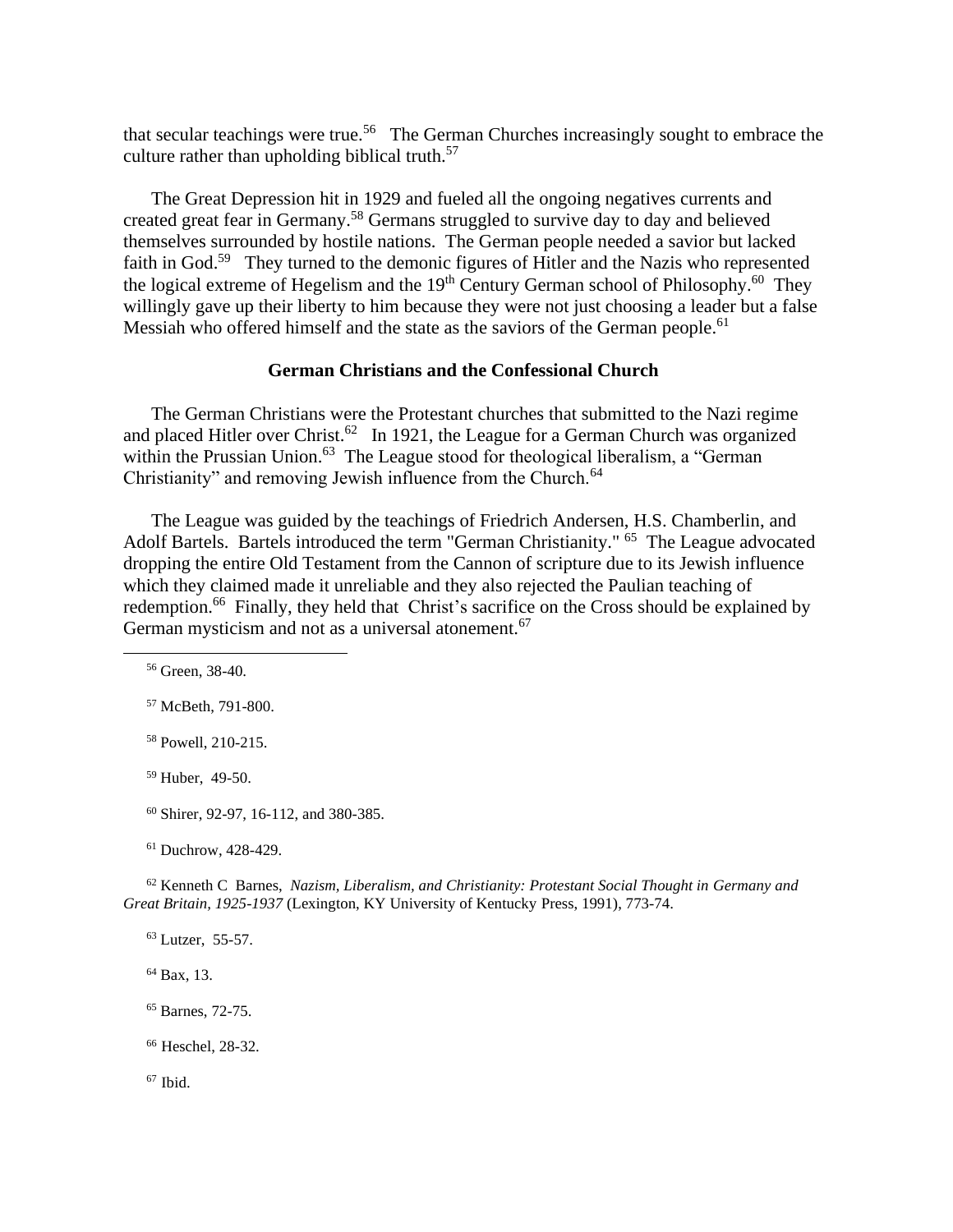that secular teachings were true.[56] The German Churches increasingly sought to embrace the culture rather than upholding biblical truth.[57]

The Great Depression hit in 1929 and fueled all the ongoing negatives currents and created great fear in Germany.[58] Germans struggled to survive day to day and believed themselves surrounded by hostile nations. The German people needed a savior but lacked faith in God.[59] They turned to the demonic figures of Hitler and the Nazis who represented the logical extreme of Hegelism and the 19th Century German school of Philosophy.[60] They willingly gave up their liberty to him because they were not just choosing a leader but a false Messiah who offered himself and the state as the saviors of the German people.[61]

### German Christians and the Confessional Church

The German Christians were the Protestant churches that submitted to the Nazi regime and placed Hitler over Christ.[62] In 1921, the League for a German Church was organized within the Prussian Union.[63] The League stood for theological liberalism, a "German Christianity" and removing Jewish influence from the Church.[64]

The League was guided by the teachings of Friedrich Andersen, H.S. Chamberlin, and Adolf Bartels. Bartels introduced the term "German Christianity."[65] The League advocated dropping the entire Old Testament from the Cannon of scripture due to its Jewish influence which they claimed made it unreliable and they also rejected the Paulian teaching of redemption.[66] Finally, they held that Christ's sacrifice on the Cross should be explained by German mysticism and not as a universal atonement.[67]

---

[56] Green, 38-40.

[57] McBeth, 791-800.

[58] Powell, 210-215.

[59] Huber, 49-50.

[60] Shirer, 92-97, 16-112, and 380-385.

[61] Duchrow, 428-429.

[62] Kenneth C Barnes, *Nazism, Liberalism, and Christianity: Protestant Social Thought in Germany and Great Britain, 1925-1937* (Lexington, KY University of Kentucky Press, 1991), 773-74.

[63] Lutzer, 55-57.

[64] Bax, 13.

[65] Barnes, 72-75.

[66] Heschel, 28-32.

[67] Ibid.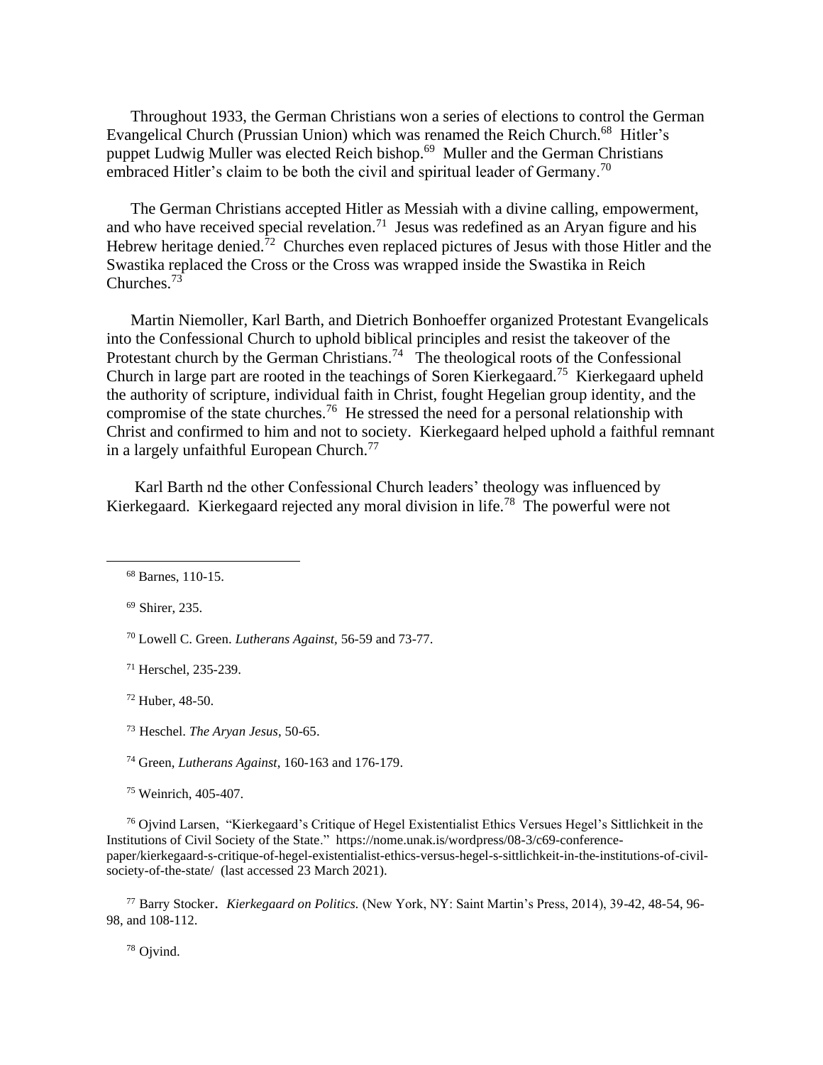Throughout 1933, the German Christians won a series of elections to control the German Evangelical Church (Prussian Union) which was renamed the Reich Church.[68] Hitler's puppet Ludwig Muller was elected Reich bishop.[69] Muller and the German Christians embraced Hitler's claim to be both the civil and spiritual leader of Germany.[70]

The German Christians accepted Hitler as Messiah with a divine calling, empowerment, and who have received special revelation.[71] Jesus was redefined as an Aryan figure and his Hebrew heritage denied.[72] Churches even replaced pictures of Jesus with those Hitler and the Swastika replaced the Cross or the Cross was wrapped inside the Swastika in Reich Churches.[73]

Martin Niemoller, Karl Barth, and Dietrich Bonhoeffer organized Protestant Evangelicals into the Confessional Church to uphold biblical principles and resist the takeover of the Protestant church by the German Christians.[74] The theological roots of the Confessional Church in large part are rooted in the teachings of Soren Kierkegaard.[75] Kierkegaard upheld the authority of scripture, individual faith in Christ, fought Hegelian group identity, and the compromise of the state churches.[76] He stressed the need for a personal relationship with Christ and confirmed to him and not to society. Kierkegaard helped uphold a faithful remnant in a largely unfaithful European Church.[77]

Karl Barth nd the other Confessional Church leaders' theology was influenced by Kierkegaard. Kierkegaard rejected any moral division in life.[78] The powerful were not

---

[68] Barnes, 110-15.

[69] Shirer, 235.

[70] Lowell C. Green. *Lutherans Against*, 56-59 and 73-77.

[71] Herschel, 235-239.

[72] Huber, 48-50.

[73] Heschel. *The Aryan Jesus*, 50-65.

[74] Green, *Lutherans Against*, 160-163 and 176-179.

[75] Weinrich, 405-407.

[76] Ojvind Larsen, "Kierkegaard's Critique of Hegel Existentialist Ethics Verses Hegel's Sittlichkeit in the Institutions of Civil Society of the State." https://nome.unak.is/wordpress/08-3/c69-conference-paper/kierkegaard-s-critique-of-hegel-existentialist-ethics-versus-hegel-s-sittlichkeit-in-the-institutions-of-civil-society-of-the-state/ (last accessed 23 March 2021).

[77] Barry Stocker. *Kierkegaard on Politics.* (New York, NY: Saint Martin's Press, 2014), 39-42, 48-54, 96-98, and 108-112.

[78] Ojvind.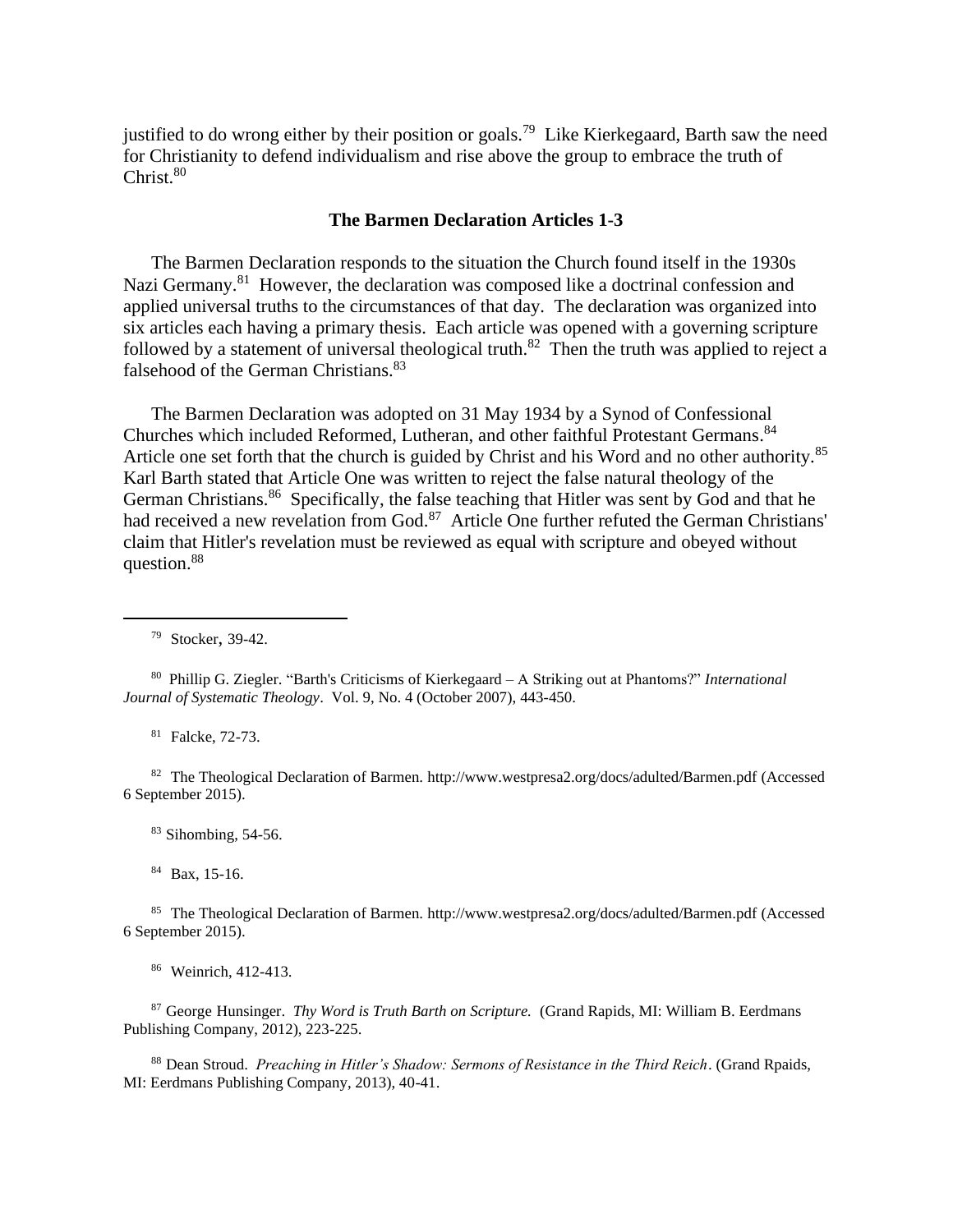justified to do wrong either by their position or goals.[79] Like Kierkegaard, Barth saw the need for Christianity to defend individualism and rise above the group to embrace the truth of Christ.[80]

### The Barmen Declaration Articles 1-3

The Barmen Declaration responds to the situation the Church found itself in the 1930s Nazi Germany.[81] However, the declaration was composed like a doctrinal confession and applied universal truths to the circumstances of that day. The declaration was organized into six articles each having a primary thesis. Each article was opened with a governing scripture followed by a statement of universal theological truth.[82] Then the truth was applied to reject a falsehood of the German Christians.[83]

The Barmen Declaration was adopted on 31 May 1934 by a Synod of Confessional Churches which included Reformed, Lutheran, and other faithful Protestant Germans.[84] Article one set forth that the church is guided by Christ and his Word and no other authority.[85] Karl Barth stated that Article One was written to reject the false natural theology of the German Christians.[86] Specifically, the false teaching that Hitler was sent by God and that he had received a new revelation from God.[87] Article One further refuted the German Christians' claim that Hitler's revelation must be reviewed as equal with scripture and obeyed without question.[88]

---

[79] Stocker, 39-42.

[80] Phillip G. Ziegler. "Barth's Criticisms of Kierkegaard – A Striking out at Phantoms?" *International Journal of Systematic Theology*. Vol. 9, No. 4 (October 2007), 443-450.

[81] Falcke, 72-73.

[82] The Theological Declaration of Barmen. http://www.westpresa2.org/docs/adulted/Barmen.pdf (Accessed 6 September 2015).

[83] Sihombing, 54-56.

[84] Bax, 15-16.

[85] The Theological Declaration of Barmen. http://www.westpresa2.org/docs/adulted/Barmen.pdf (Accessed 6 September 2015).

[86] Weinrich, 412-413.

[87] George Hunsinger. *Thy Word is Truth Barth on Scripture.* (Grand Rapids, MI: William B. Eerdmans Publishing Company, 2012), 223-225.

[88] Dean Stroud. *Preaching in Hitler's Shadow: Sermons of Resistance in the Third Reich*. (Grand Rpaids, MI: Eerdmans Publishing Company, 2013), 40-41.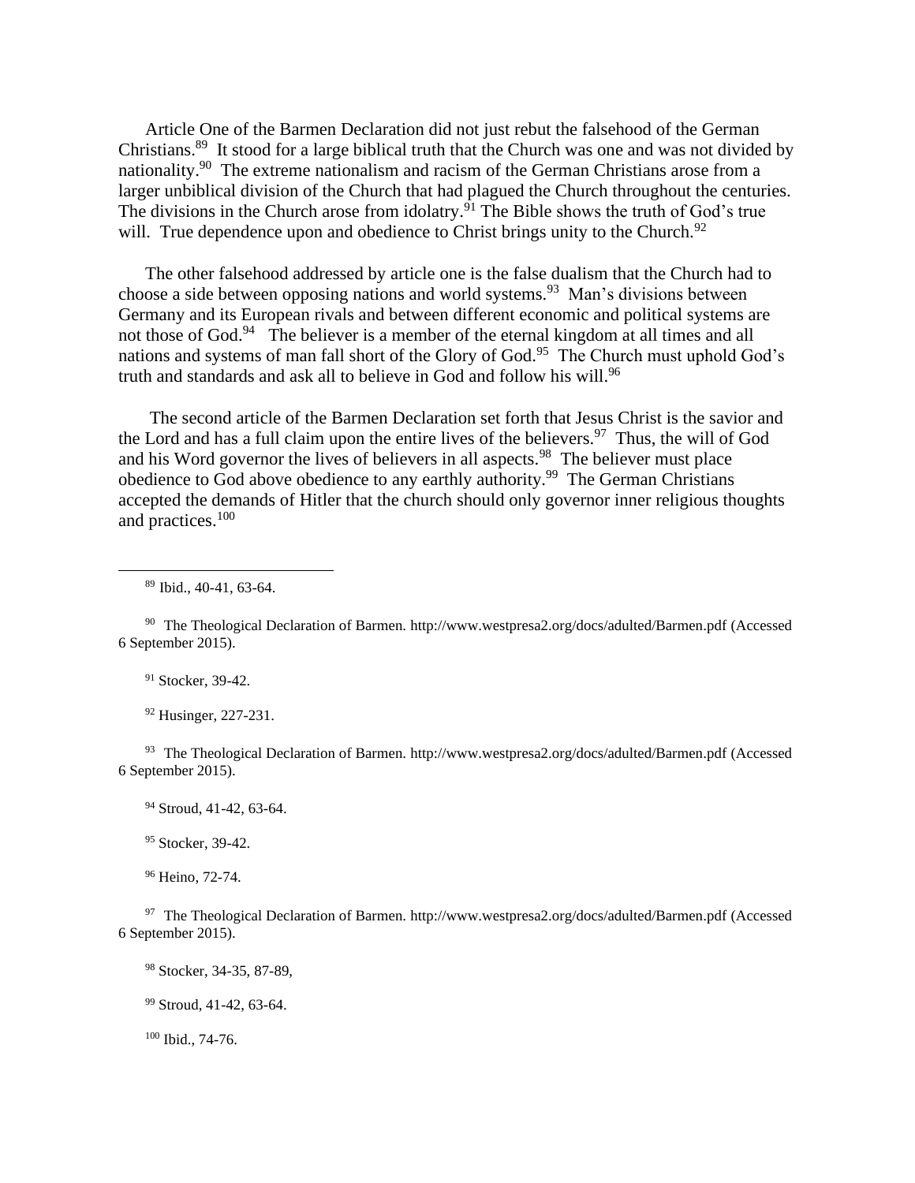Article One of the Barmen Declaration did not just rebut the falsehood of the German Christians.[89] It stood for a large biblical truth that the Church was one and was not divided by nationality.[90] The extreme nationalism and racism of the German Christians arose from a larger unbiblical division of the Church that had plagued the Church throughout the centuries. The divisions in the Church arose from idolatry.[91] The Bible shows the truth of God's true will. True dependence upon and obedience to Christ brings unity to the Church.[92]

The other falsehood addressed by article one is the false dualism that the Church had to choose a side between opposing nations and world systems.[93] Man's divisions between Germany and its European rivals and between different economic and political systems are not those of God.[94] The believer is a member of the eternal kingdom at all times and all nations and systems of man fall short of the Glory of God.[95] The Church must uphold God's truth and standards and ask all to believe in God and follow his will.[96]

The second article of the Barmen Declaration set forth that Jesus Christ is the savior and the Lord and has a full claim upon the entire lives of the believers.[97] Thus, the will of God and his Word governor the lives of believers in all aspects.[98] The believer must place obedience to God above obedience to any earthly authority.[99] The German Christians accepted the demands of Hitler that the church should only governor inner religious thoughts and practices.[100]

---

[89] Ibid., 40-41, 63-64.

[90] The Theological Declaration of Barmen. http://www.westpresa2.org/docs/adulted/Barmen.pdf (Accessed 6 September 2015).

[91] Stocker, 39-42.

[92] Husinger, 227-231.

[93] The Theological Declaration of Barmen. http://www.westpresa2.org/docs/adulted/Barmen.pdf (Accessed 6 September 2015).

[94] Stroud, 41-42, 63-64.

[95] Stocker, 39-42.

[96] Heino, 72-74.

[97] The Theological Declaration of Barmen. http://www.westpresa2.org/docs/adulted/Barmen.pdf (Accessed 6 September 2015).

[98] Stocker, 34-35, 87-89,

[99] Stroud, 41-42, 63-64.

[100] Ibid., 74-76.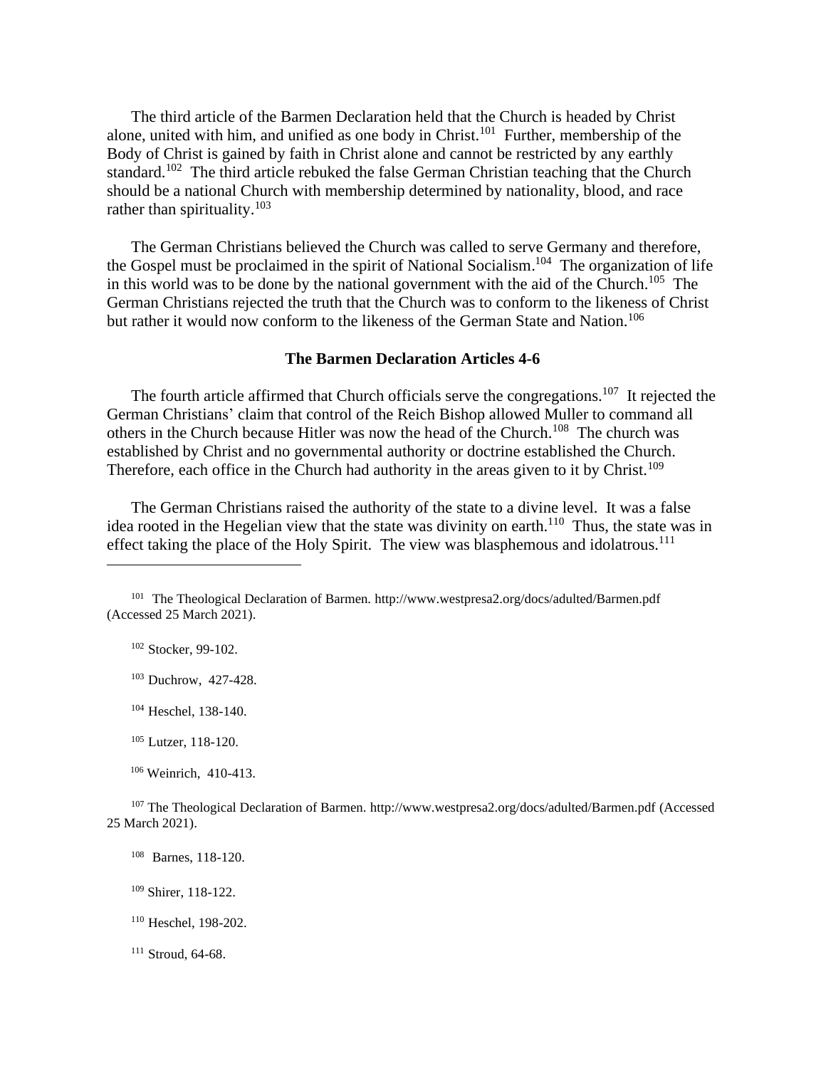The third article of the Barmen Declaration held that the Church is headed by Christ alone, united with him, and unified as one body in Christ.[101] Further, membership of the Body of Christ is gained by faith in Christ alone and cannot be restricted by any earthly standard.[102] The third article rebuked the false German Christian teaching that the Church should be a national Church with membership determined by nationality, blood, and race rather than spirituality.[103]

The German Christians believed the Church was called to serve Germany and therefore, the Gospel must be proclaimed in the spirit of National Socialism.[104] The organization of life in this world was to be done by the national government with the aid of the Church.[105] The German Christians rejected the truth that the Church was to conform to the likeness of Christ but rather it would now conform to the likeness of the German State and Nation.[106]

### The Barmen Declaration Articles 4-6

The fourth article affirmed that Church officials serve the congregations.[107] It rejected the German Christians' claim that control of the Reich Bishop allowed Muller to command all others in the Church because Hitler was now the head of the Church.[108] The church was established by Christ and no governmental authority or doctrine established the Church. Therefore, each office in the Church had authority in the areas given to it by Christ.[109]

The German Christians raised the authority of the state to a divine level. It was a false idea rooted in the Hegelian view that the state was divinity on earth.[110] Thus, the state was in effect taking the place of the Holy Spirit. The view was blasphemous and idolatrous.[111]

---

[101] The Theological Declaration of Barmen. http://www.westpresa2.org/docs/adulted/Barmen.pdf (Accessed 25 March 2021).

[102] Stocker, 99-102.

[103] Duchrow, 427-428.

[104] Heschel, 138-140.

[105] Lutzer, 118-120.

[106] Weinrich, 410-413.

[107] The Theological Declaration of Barmen. http://www.westpresa2.org/docs/adulted/Barmen.pdf (Accessed 25 March 2021).

[108] Barnes, 118-120.

[109] Shirer, 118-122.

[110] Heschel, 198-202.

[111] Stroud, 64-68.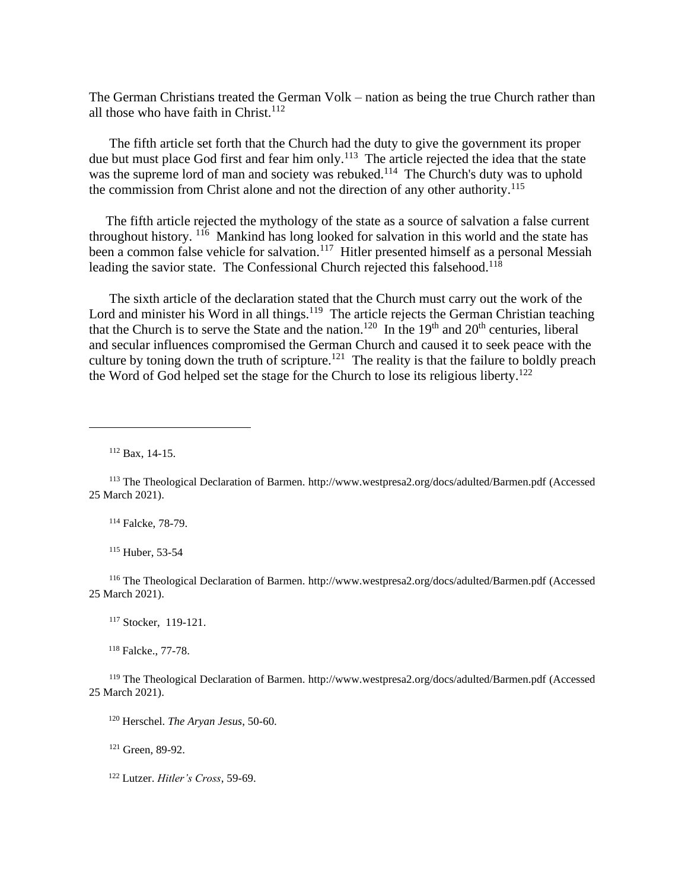The German Christians treated the German Volk – nation as being the true Church rather than all those who have faith in Christ.[112]

The fifth article set forth that the Church had the duty to give the government its proper due but must place God first and fear him only.[113] The article rejected the idea that the state was the supreme lord of man and society was rebuked.[114] The Church's duty was to uphold the commission from Christ alone and not the direction of any other authority.[115]

The fifth article rejected the mythology of the state as a source of salvation a false current throughout history. [116] Mankind has long looked for salvation in this world and the state has been a common false vehicle for salvation.[117] Hitler presented himself as a personal Messiah leading the savior state. The Confessional Church rejected this falsehood.[118]

The sixth article of the declaration stated that the Church must carry out the work of the Lord and minister his Word in all things.[119] The article rejects the German Christian teaching that the Church is to serve the State and the nation.[120] In the 19th and 20th centuries, liberal and secular influences compromised the German Church and caused it to seek peace with the culture by toning down the truth of scripture.[121] The reality is that the failure to boldly preach the Word of God helped set the stage for the Church to lose its religious liberty.[122]

---

[112] Bax, 14-15.

[113] The Theological Declaration of Barmen. http://www.westpresa2.org/docs/adulted/Barmen.pdf (Accessed 25 March 2021).

[114] Falcke, 78-79.

[115] Huber, 53-54

[116] The Theological Declaration of Barmen. http://www.westpresa2.org/docs/adulted/Barmen.pdf (Accessed 25 March 2021).

[117] Stocker, 119-121.

[118] Falcke., 77-78.

[119] The Theological Declaration of Barmen. http://www.westpresa2.org/docs/adulted/Barmen.pdf (Accessed 25 March 2021).

[120] Herschel. *The Aryan Jesus*, 50-60.

[121] Green, 89-92.

[122] Lutzer. *Hitler's Cross*, 59-69.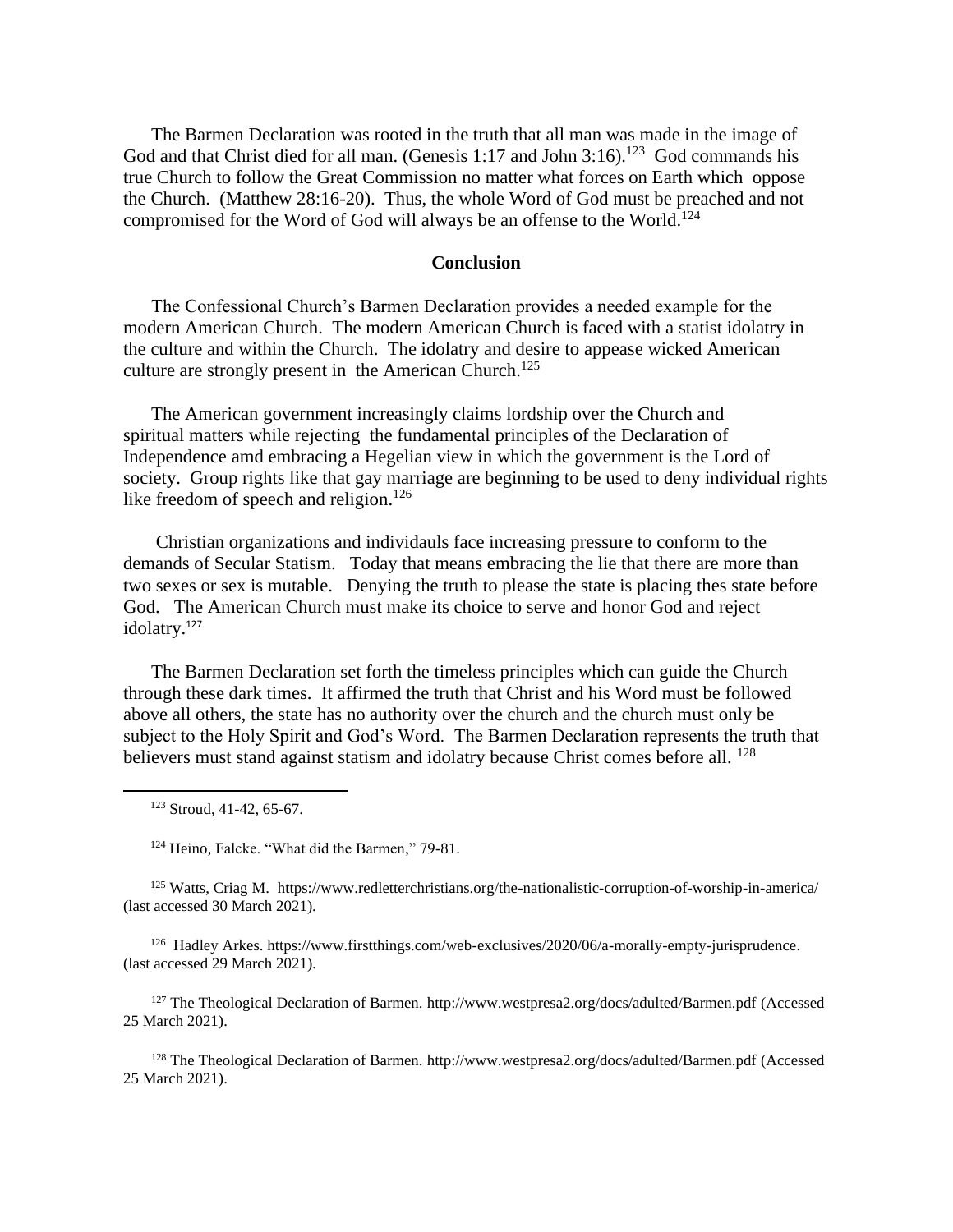The Barmen Declaration was rooted in the truth that all man was made in the image of God and that Christ died for all man. (Genesis 1:17 and John 3:16).[123] God commands his true Church to follow the Great Commission no matter what forces on Earth which oppose the Church. (Matthew 28:16-20). Thus, the whole Word of God must be preached and not compromised for the Word of God will always be an offense to the World.[124]

## Conclusion

The Confessional Church's Barmen Declaration provides a needed example for the modern American Church. The modern American Church is faced with a statist idolatry in the culture and within the Church. The idolatry and desire to appease wicked American culture are strongly present in the American Church.[125]

The American government increasingly claims lordship over the Church and spiritual matters while rejecting the fundamental principles of the Declaration of Independence amd embracing a Hegelian view in which the government is the Lord of society. Group rights like that gay marriage are beginning to be used to deny individual rights like freedom of speech and religion.[126]

Christian organizations and individauls face increasing pressure to conform to the demands of Secular Statism. Today that means embracing the lie that there are more than two sexes or sex is mutable. Denying the truth to please the state is placing thes state before God. The American Church must make its choice to serve and honor God and reject idolatry.[127]

The Barmen Declaration set forth the timeless principles which can guide the Church through these dark times. It affirmed the truth that Christ and his Word must be followed above all others, the state has no authority over the church and the church must only be subject to the Holy Spirit and God's Word. The Barmen Declaration represents the truth that believers must stand against statism and idolatry because Christ comes before all. [128]

---

[123] Stroud, 41-42, 65-67.

[124] Heino, Falcke. "What did the Barmen," 79-81.

[125] Watts, Criag M. https://www.redletterchristians.org/the-nationalistic-corruption-of-worship-in-america/ (last accessed 30 March 2021).

[126] Hadley Arkes. https://www.firstthings.com/web-exclusives/2020/06/a-morally-empty-jurisprudence. (last accessed 29 March 2021).

[127] The Theological Declaration of Barmen. http://www.westpresa2.org/docs/adulted/Barmen.pdf (Accessed 25 March 2021).

[128] The Theological Declaration of Barmen. http://www.westpresa2.org/docs/adulted/Barmen.pdf (Accessed 25 March 2021).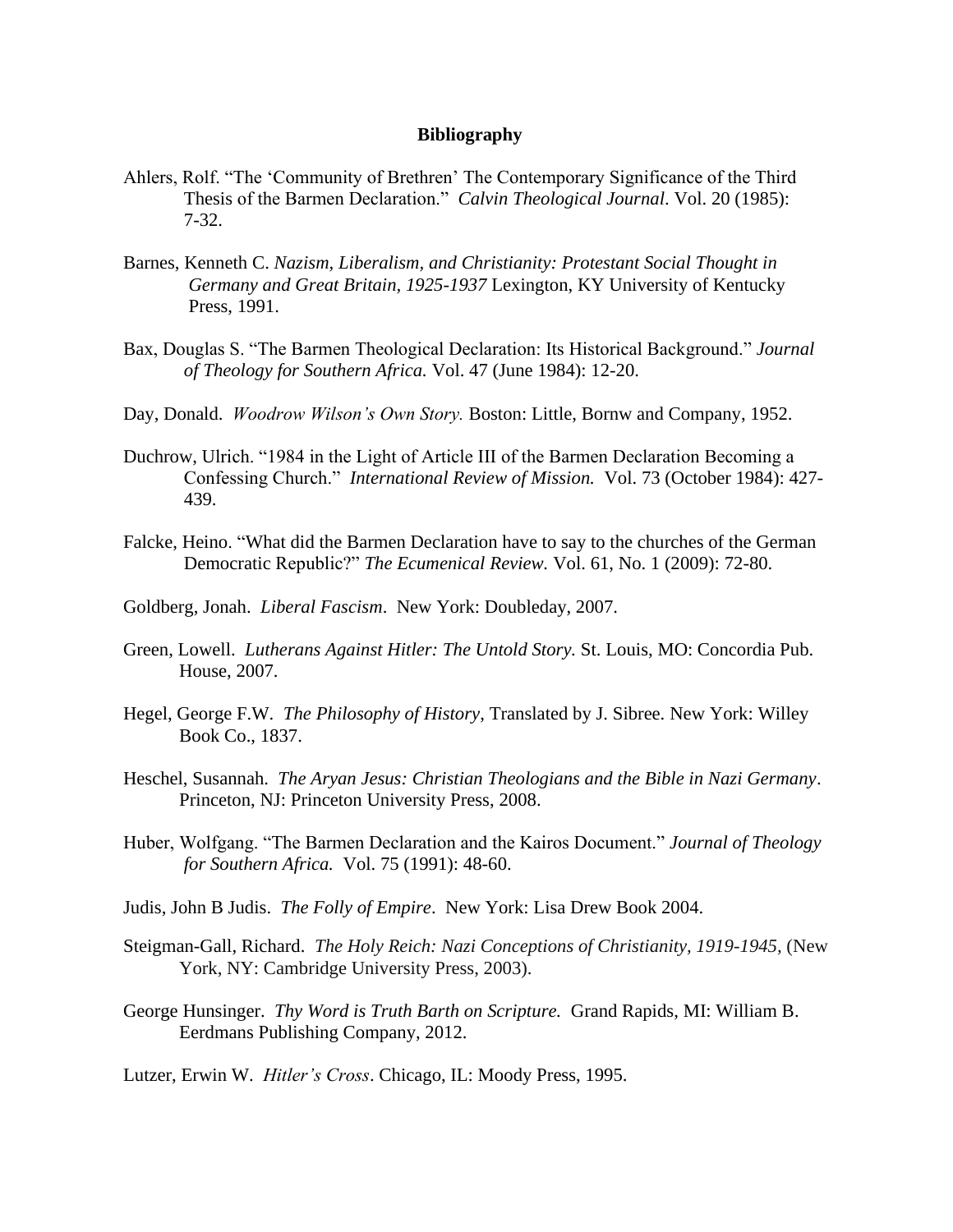**Bibliography**

Ahlers, Rolf. "The 'Community of Brethren' The Contemporary Significance of the Third Thesis of the Barmen Declaration." *Calvin Theological Journal*. Vol. 20 (1985): 7-32.

Barnes, Kenneth C. *Nazism, Liberalism, and Christianity: Protestant Social Thought in Germany and Great Britain, 1925-1937* Lexington, KY University of Kentucky Press, 1991.

Bax, Douglas S. "The Barmen Theological Declaration: Its Historical Background." *Journal of Theology for Southern Africa.* Vol. 47 (June 1984): 12-20.

Day, Donald. *Woodrow Wilson's Own Story.* Boston: Little, Bornw and Company, 1952.

Duchrow, Ulrich. "1984 in the Light of Article III of the Barmen Declaration Becoming a Confessing Church." *International Review of Mission.* Vol. 73 (October 1984): 427-439.

Falcke, Heino. "What did the Barmen Declaration have to say to the churches of the German Democratic Republic?" *The Ecumenical Review.* Vol. 61, No. 1 (2009): 72-80.

Goldberg, Jonah. *Liberal Fascism*. New York: Doubleday, 2007.

Green, Lowell. *Lutherans Against Hitler: The Untold Story.* St. Louis, MO: Concordia Pub. House, 2007.

Hegel, George F.W. *The Philosophy of History*, Translated by J. Sibree. New York: Willey Book Co., 1837.

Heschel, Susannah. *The Aryan Jesus: Christian Theologians and the Bible in Nazi Germany*. Princeton, NJ: Princeton University Press, 2008.

Huber, Wolfgang. "The Barmen Declaration and the Kairos Document." *Journal of Theology for Southern Africa.* Vol. 75 (1991): 48-60.

Judis, John B Judis. *The Folly of Empire*. New York: Lisa Drew Book 2004.

Steigman-Gall, Richard. *The Holy Reich: Nazi Conceptions of Christianity, 1919-1945,* (New York, NY: Cambridge University Press, 2003).

George Hunsinger. *Thy Word is Truth Barth on Scripture.* Grand Rapids, MI: William B. Eerdmans Publishing Company, 2012.

Lutzer, Erwin W. *Hitler's Cross*. Chicago, IL: Moody Press, 1995.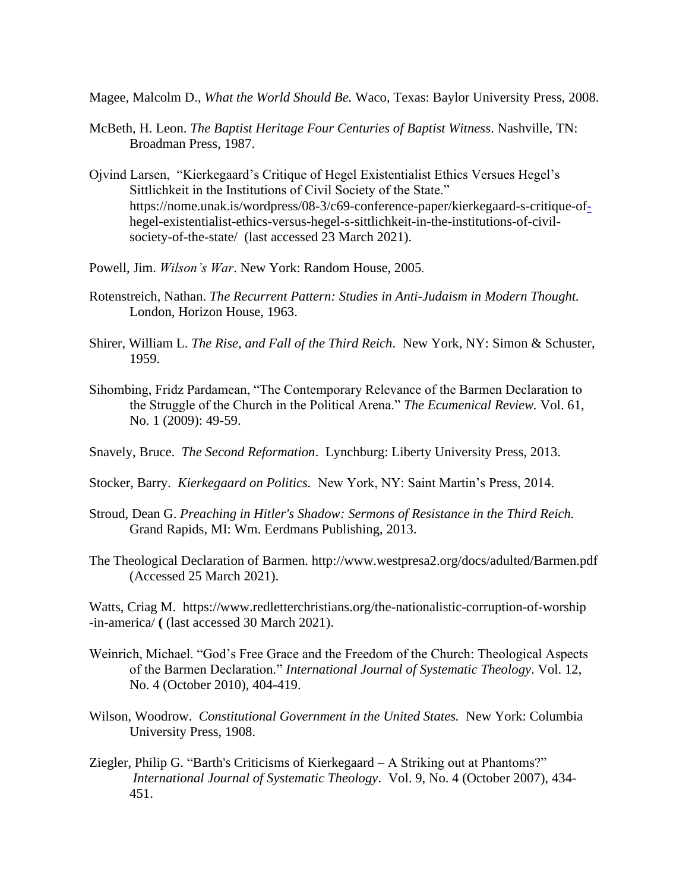Magee, Malcolm D., *What the World Should Be.* Waco, Texas: Baylor University Press, 2008.

McBeth, H. Leon. *The Baptist Heritage Four Centuries of Baptist Witness*. Nashville, TN: Broadman Press, 1987.

Ojvind Larsen, "Kierkegaard's Critique of Hegel Existentialist Ethics Versues Hegel's Sittlichkeit in the Institutions of Civil Society of the State." https://nome.unak.is/wordpress/08-3/c69-conference-paper/kierkegaard-s-critique-of-hegel-existentialist-ethics-versus-hegel-s-sittlichkeit-in-the-institutions-of-civil-society-of-the-state/ (last accessed 23 March 2021).

Powell, Jim. *Wilson's War*. New York: Random House, 2005.

Rotenstreich, Nathan. *The Recurrent Pattern: Studies in Anti-Judaism in Modern Thought.* London, Horizon House, 1963.

Shirer, William L. *The Rise, and Fall of the Third Reich*. New York, NY: Simon & Schuster, 1959.

Sihombing, Fridz Pardamean, "The Contemporary Relevance of the Barmen Declaration to the Struggle of the Church in the Political Arena." *The Ecumenical Review.* Vol. 61, No. 1 (2009): 49-59.

Snavely, Bruce. *The Second Reformation*. Lynchburg: Liberty University Press, 2013.

Stocker, Barry. *Kierkegaard on Politics.* New York, NY: Saint Martin's Press, 2014.

Stroud, Dean G. *Preaching in Hitler's Shadow: Sermons of Resistance in the Third Reich.* Grand Rapids, MI: Wm. Eerdmans Publishing, 2013.

The Theological Declaration of Barmen. http://www.westpresa2.org/docs/adulted/Barmen.pdf (Accessed 25 March 2021).

Watts, Criag M. https://www.redletterchristians.org/the-nationalistic-corruption-of-worship-in-america/ **(** (last accessed 30 March 2021).

Weinrich, Michael. "God's Free Grace and the Freedom of the Church: Theological Aspects of the Barmen Declaration." *International Journal of Systematic Theology*. Vol. 12, No. 4 (October 2010), 404-419.

Wilson, Woodrow. *Constitutional Government in the United States.* New York: Columbia University Press, 1908.

Ziegler, Philip G. "Barth's Criticisms of Kierkegaard – A Striking out at Phantoms?" *International Journal of Systematic Theology*. Vol. 9, No. 4 (October 2007), 434-451.